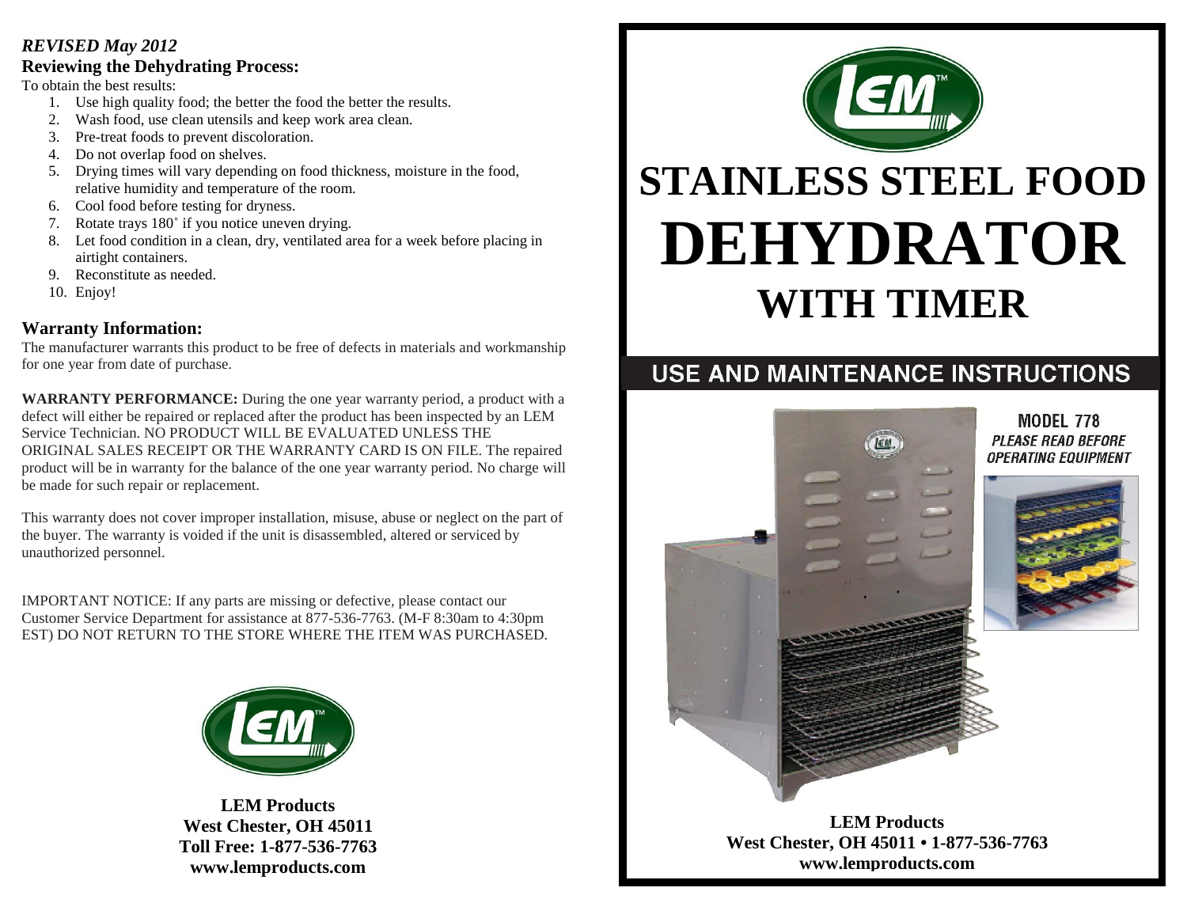***REVISED May 2012***

## Reviewing the Dehydrating Process:

To obtain the best results:

1. Use high quality food; the better the food the better the results.
2. Wash food, use clean utensils and keep work area clean.
3. Pre-treat foods to prevent discoloration.
4. Do not overlap food on shelves.
5. Drying times will vary depending on food thickness, moisture in the food, relative humidity and temperature of the room.
6. Cool food before testing for dryness.
7. Rotate trays 180˚ if you notice uneven drying.
8. Let food condition in a clean, dry, ventilated area for a week before placing in airtight containers.
9. Reconstitute as needed.
10. Enjoy!

## Warranty Information:

The manufacturer warrants this product to be free of defects in materials and workmanship for one year from date of purchase.

**WARRANTY PERFORMANCE:** During the one year warranty period, a product with a defect will either be repaired or replaced after the product has been inspected by an LEM Service Technician. NO PRODUCT WILL BE EVALUATED UNLESS THE ORIGINAL SALES RECEIPT OR THE WARRANTY CARD IS ON FILE. The repaired product will be in warranty for the balance of the one year warranty period. No charge will be made for such repair or replacement.

This warranty does not cover improper installation, misuse, abuse or neglect on the part of the buyer. The warranty is voided if the unit is disassembled, altered or serviced by unauthorized personnel.

IMPORTANT NOTICE: If any parts are missing or defective, please contact our Customer Service Department for assistance at 877-536-7763. (M-F 8:30am to 4:30pm EST) DO NOT RETURN TO THE STORE WHERE THE ITEM WAS PURCHASED.

**LEM Products**
**West Chester, OH 45011**
**Toll Free: 1-877-536-7763**
**www.lemproducts.com**

# STAINLESS STEEL FOOD DEHYDRATOR WITH TIMER

## USE AND MAINTENANCE INSTRUCTIONS

**MODEL 778**
***PLEASE READ BEFORE OPERATING EQUIPMENT***

**LEM Products**
**West Chester, OH 45011 • 1-877-536-7763**
**www.lemproducts.com**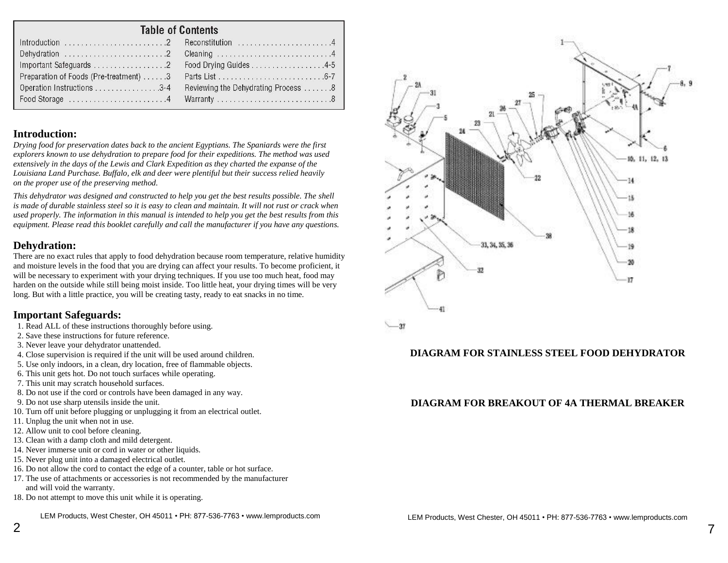## Table of Contents

| | | | |
|---|---|---|---|
| Introduction | 2 | Reconstitution | 4 |
| Dehydration | 2 | Cleaning | 4 |
| Important Safeguards | 2 | Food Drying Guides | 4-5 |
| Preparation of Foods (Pre-treatment) | 3 | Parts List | 6-7 |
| Operation Instructions | 3-4 | Reviewing the Dehydrating Process | 8 |
| Food Storage | 4 | Warranty | 8 |

## Introduction:

*Drying food for preservation dates back to the ancient Egyptians. The Spaniards were the first explorers known to use dehydration to prepare food for their expeditions. The method was used extensively in the days of the Lewis and Clark Expedition as they charted the expanse of the Louisiana Land Purchase. Buffalo, elk and deer were plentiful but their success relied heavily on the proper use of the preserving method.*

*This dehydrator was designed and constructed to help you get the best results possible. The shell is made of durable stainless steel so it is easy to clean and maintain. It will not rust or crack when used properly. The information in this manual is intended to help you get the best results from this equipment. Please read this booklet carefully and call the manufacturer if you have any questions.*

## Dehydration:

There are no exact rules that apply to food dehydration because room temperature, relative humidity and moisture levels in the food that you are drying can affect your results. To become proficient, it will be necessary to experiment with your drying techniques. If you use too much heat, food may harden on the outside while still being moist inside. Too little heat, your drying times will be very long. But with a little practice, you will be creating tasty, ready to eat snacks in no time.

## Important Safeguards:

1. Read ALL of these instructions thoroughly before using.
2. Save these instructions for future reference.
3. Never leave your dehydrator unattended.
4. Close supervision is required if the unit will be used around children.
5. Use only indoors, in a clean, dry location, free of flammable objects.
6. This unit gets hot. Do not touch surfaces while operating.
7. This unit may scratch household surfaces.
8. Do not use if the cord or controls have been damaged in any way.
9. Do not use sharp utensils inside the unit.
10. Turn off unit before plugging or unplugging it from an electrical outlet.
11. Unplug the unit when not in use.
12. Allow unit to cool before cleaning.
13. Clean with a damp cloth and mild detergent.
14. Never immerse unit or cord in water or other liquids.
15. Never plug unit into a damaged electrical outlet.
16. Do not allow the cord to contact the edge of a counter, table or hot surface.
17. The use of attachments or accessories is not recommended by the manufacturer and will void the warranty.
18. Do not attempt to move this unit while it is operating.

LEM Products, West Chester, OH 45011 • PH: 877-536-7763 • www.lemproducts.com

**DIAGRAM FOR STAINLESS STEEL FOOD DEHYDRATOR**

**DIAGRAM FOR BREAKOUT OF 4A THERMAL BREAKER**

LEM Products, West Chester, OH 45011 • PH: 877-536-7763 • www.lemproducts.com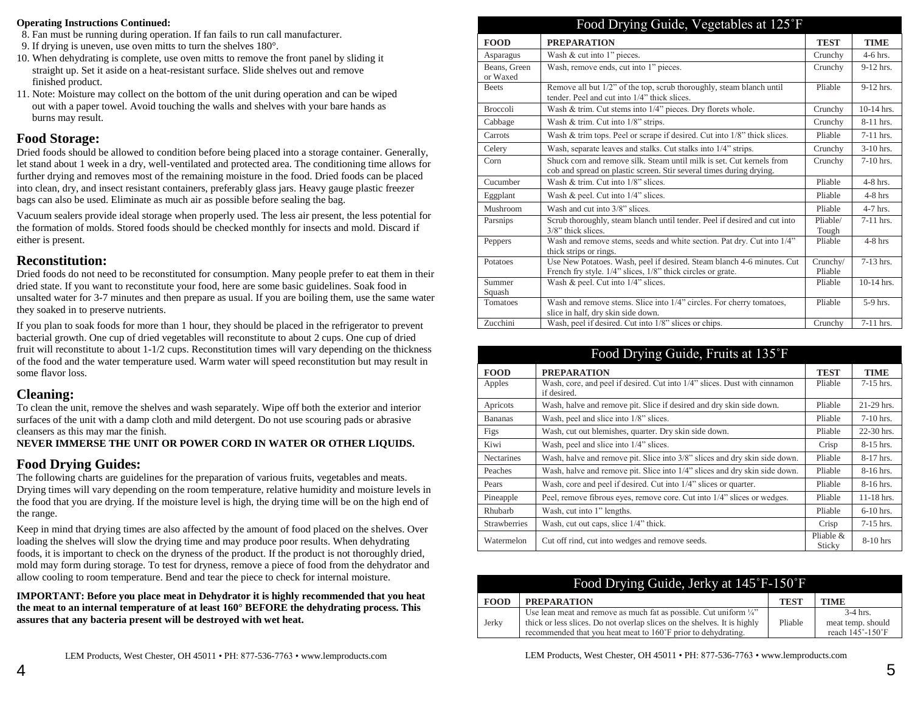**Operating Instructions Continued:**

8. Fan must be running during operation. If fan fails to run call manufacturer.
9. If drying is uneven, use oven mitts to turn the shelves 180°.
10. When dehydrating is complete, use oven mitts to remove the front panel by sliding it straight up. Set it aside on a heat-resistant surface. Slide shelves out and remove finished product.
11. Note: Moisture may collect on the bottom of the unit during operation and can be wiped out with a paper towel. Avoid touching the walls and shelves with your bare hands as burns may result.

## Food Storage:

Dried foods should be allowed to condition before being placed into a storage container. Generally, let stand about 1 week in a dry, well-ventilated and protected area. The conditioning time allows for further drying and removes most of the remaining moisture in the food. Dried foods can be placed into clean, dry, and insect resistant containers, preferably glass jars. Heavy gauge plastic freezer bags can also be used. Eliminate as much air as possible before sealing the bag.

Vacuum sealers provide ideal storage when properly used. The less air present, the less potential for the formation of molds. Stored foods should be checked monthly for insects and mold. Discard if either is present.

## Reconstitution:

Dried foods do not need to be reconstituted for consumption. Many people prefer to eat them in their dried state. If you want to reconstitute your food, here are some basic guidelines. Soak food in unsalted water for 3-7 minutes and then prepare as usual. If you are boiling them, use the same water they soaked in to preserve nutrients.

If you plan to soak foods for more than 1 hour, they should be placed in the refrigerator to prevent bacterial growth. One cup of dried vegetables will reconstitute to about 2 cups. One cup of dried fruit will reconstitute to about 1-1/2 cups. Reconstitution times will vary depending on the thickness of the food and the water temperature used. Warm water will speed reconstitution but may result in some flavor loss.

## Cleaning:

To clean the unit, remove the shelves and wash separately. Wipe off both the exterior and interior surfaces of the unit with a damp cloth and mild detergent. Do not use scouring pads or abrasive cleansers as this may mar the finish.

**NEVER IMMERSE THE UNIT OR POWER CORD IN WATER OR OTHER LIQUIDS.**

## Food Drying Guides:

The following charts are guidelines for the preparation of various fruits, vegetables and meats. Drying times will vary depending on the room temperature, relative humidity and moisture levels in the food that you are drying. If the moisture level is high, the drying time will be on the high end of the range.

Keep in mind that drying times are also affected by the amount of food placed on the shelves. Over loading the shelves will slow the drying time and may produce poor results. When dehydrating foods, it is important to check on the dryness of the product. If the product is not thoroughly dried, mold may form during storage. To test for dryness, remove a piece of food from the dehydrator and allow cooling to room temperature. Bend and tear the piece to check for internal moisture.

**IMPORTANT: Before you place meat in Dehydrator it is highly recommended that you heat the meat to an internal temperature of at least 160° BEFORE the dehydrating process. This assures that any bacteria present will be destroyed with wet heat.**

### Food Drying Guide, Vegetables at 125˚F

| FOOD | PREPARATION | TEST | TIME |
|---|---|---|---|
| Asparagus | Wash & cut into 1" pieces. | Crunchy | 4-6 hrs. |
| Beans, Green or Waxed | Wash, remove ends, cut into 1" pieces. | Crunchy | 9-12 hrs. |
| Beets | Remove all but 1/2" of the top, scrub thoroughly, steam blanch until tender. Peel and cut into 1/4" thick slices. | Pliable | 9-12 hrs. |
| Broccoli | Wash & trim. Cut stems into 1/4" pieces. Dry florets whole. | Crunchy | 10-14 hrs. |
| Cabbage | Wash & trim. Cut into 1/8" strips. | Crunchy | 8-11 hrs. |
| Carrots | Wash & trim tops. Peel or scrape if desired. Cut into 1/8" thick slices. | Pliable | 7-11 hrs. |
| Celery | Wash, separate leaves and stalks. Cut stalks into 1/4" strips. | Crunchy | 3-10 hrs. |
| Corn | Shuck corn and remove silk. Steam until milk is set. Cut kernels from cob and spread on plastic screen. Stir several times during drying. | Crunchy | 7-10 hrs. |
| Cucumber | Wash & trim. Cut into 1/8" slices. | Pliable | 4-8 hrs. |
| Eggplant | Wash & peel. Cut into 1/4" slices. | Pliable | 4-8 hrs |
| Mushroom | Wash and cut into 3/8" slices. | Pliable | 4-7 hrs. |
| Parsnips | Scrub thoroughly, steam blanch until tender. Peel if desired and cut into 3/8" thick slices. | Pliable/ Tough | 7-11 hrs. |
| Peppers | Wash and remove stems, seeds and white section. Pat dry. Cut into 1/4" thick strips or rings. | Pliable | 4-8 hrs |
| Potatoes | Use New Potatoes. Wash, peel if desired. Steam blanch 4-6 minutes. Cut French fry style. 1/4" slices, 1/8" thick circles or grate. | Crunchy/ Pliable | 7-13 hrs. |
| Summer Squash | Wash & peel. Cut into 1/4" slices. | Pliable | 10-14 hrs. |
| Tomatoes | Wash and remove stems. Slice into 1/4" circles. For cherry tomatoes, slice in half, dry skin side down. | Pliable | 5-9 hrs. |
| Zucchini | Wash, peel if desired. Cut into 1/8" slices or chips. | Crunchy | 7-11 hrs. |

### Food Drying Guide, Fruits at 135˚F

| FOOD | PREPARATION | TEST | TIME |
|---|---|---|---|
| Apples | Wash, core, and peel if desired. Cut into 1/4" slices. Dust with cinnamon if desired. | Pliable | 7-15 hrs. |
| Apricots | Wash, halve and remove pit. Slice if desired and dry skin side down. | Pliable | 21-29 hrs. |
| Bananas | Wash, peel and slice into 1/8" slices. | Pliable | 7-10 hrs. |
| Figs | Wash, cut out blemishes, quarter. Dry skin side down. | Pliable | 22-30 hrs. |
| Kiwi | Wash, peel and slice into 1/4" slices. | Crisp | 8-15 hrs. |
| Nectarines | Wash, halve and remove pit. Slice into 3/8" slices and dry skin side down. | Pliable | 8-17 hrs. |
| Peaches | Wash, halve and remove pit. Slice into 1/4" slices and dry skin side down. | Pliable | 8-16 hrs. |
| Pears | Wash, core and peel if desired. Cut into 1/4" slices or quarter. | Pliable | 8-16 hrs. |
| Pineapple | Peel, remove fibrous eyes, remove core. Cut into 1/4" slices or wedges. | Pliable | 11-18 hrs. |
| Rhubarb | Wash, cut into 1" lengths. | Pliable | 6-10 hrs. |
| Strawberries | Wash, cut out caps, slice 1/4" thick. | Crisp | 7-15 hrs. |
| Watermelon | Cut off rind, cut into wedges and remove seeds. | Pliable & Sticky | 8-10 hrs |

### Food Drying Guide, Jerky at 145˚F-150˚F

| FOOD | PREPARATION | TEST | TIME |
|---|---|---|---|
| Jerky | Use lean meat and remove as much fat as possible. Cut uniform ¼" thick or less slices. Do not overlap slices on the shelves. It is highly recommended that you heat meat to 160˚F prior to dehydrating. | Pliable | 3-4 hrs. meat temp. should reach 145˚-150˚F |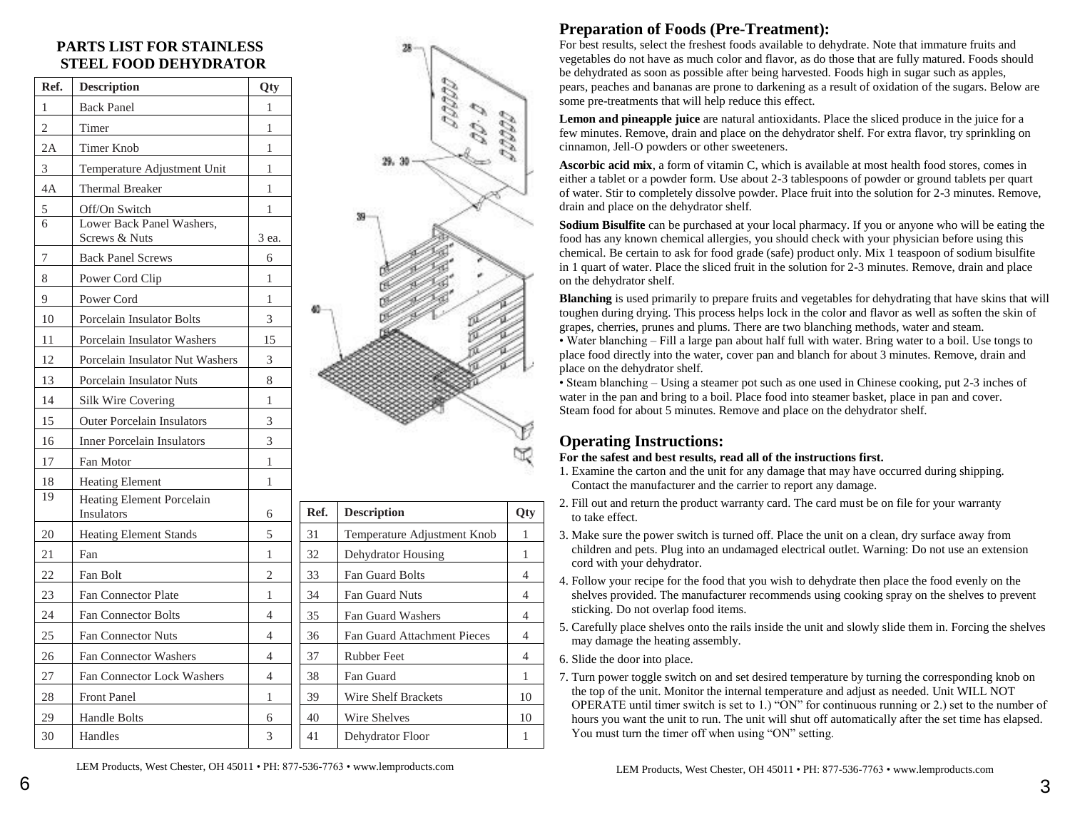## PARTS LIST FOR STAINLESS STEEL FOOD DEHYDRATOR

| Ref. | Description | Qty |
|---|---|---|
| 1 | Back Panel | 1 |
| 2 | Timer | 1 |
| 2A | Timer Knob | 1 |
| 3 | Temperature Adjustment Unit | 1 |
| 4A | Thermal Breaker | 1 |
| 5 | Off/On Switch | 1 |
| 6 | Lower Back Panel Washers, Screws & Nuts | 3 ea. |
| 7 | Back Panel Screws | 6 |
| 8 | Power Cord Clip | 1 |
| 9 | Power Cord | 1 |
| 10 | Porcelain Insulator Bolts | 3 |
| 11 | Porcelain Insulator Washers | 15 |
| 12 | Porcelain Insulator Nut Washers | 3 |
| 13 | Porcelain Insulator Nuts | 8 |
| 14 | Silk Wire Covering | 1 |
| 15 | Outer Porcelain Insulators | 3 |
| 16 | Inner Porcelain Insulators | 3 |
| 17 | Fan Motor | 1 |
| 18 | Heating Element | 1 |
| 19 | Heating Element Porcelain Insulators | 6 |
| 20 | Heating Element Stands | 5 |
| 21 | Fan | 1 |
| 22 | Fan Bolt | 2 |
| 23 | Fan Connector Plate | 1 |
| 24 | Fan Connector Bolts | 4 |
| 25 | Fan Connector Nuts | 4 |
| 26 | Fan Connector Washers | 4 |
| 27 | Fan Connector Lock Washers | 4 |
| 28 | Front Panel | 1 |
| 29 | Handle Bolts | 6 |
| 30 | Handles | 3 |
| 31 | Temperature Adjustment Knob | 1 |
| 32 | Dehydrator Housing | 1 |
| 33 | Fan Guard Bolts | 4 |
| 34 | Fan Guard Nuts | 4 |
| 35 | Fan Guard Washers | 4 |
| 36 | Fan Guard Attachment Pieces | 4 |
| 37 | Rubber Feet | 4 |
| 38 | Fan Guard | 1 |
| 39 | Wire Shelf Brackets | 10 |
| 40 | Wire Shelves | 10 |
| 41 | Dehydrator Floor | 1 |

28

29, 30

39

40

LEM Products, West Chester, OH 45011 • PH: 877-536-7763 • www.lemproducts.com

## Preparation of Foods (Pre-Treatment):

For best results, select the freshest foods available to dehydrate. Note that immature fruits and vegetables do not have as much color and flavor, as do those that are fully matured. Foods should be dehydrated as soon as possible after being harvested. Foods high in sugar such as apples, pears, peaches and bananas are prone to darkening as a result of oxidation of the sugars. Below are some pre-treatments that will help reduce this effect.

**Lemon and pineapple juice** are natural antioxidants. Place the sliced produce in the juice for a few minutes. Remove, drain and place on the dehydrator shelf. For extra flavor, try sprinkling on cinnamon, Jell-O powders or other sweeteners.

**Ascorbic acid mix**, a form of vitamin C, which is available at most health food stores, comes in either a tablet or a powder form. Use about 2-3 tablespoons of powder or ground tablets per quart of water. Stir to completely dissolve powder. Place fruit into the solution for 2-3 minutes. Remove, drain and place on the dehydrator shelf.

**Sodium Bisulfite** can be purchased at your local pharmacy. If you or anyone who will be eating the food has any known chemical allergies, you should check with your physician before using this chemical. Be certain to ask for food grade (safe) product only. Mix 1 teaspoon of sodium bisulfite in 1 quart of water. Place the sliced fruit in the solution for 2-3 minutes. Remove, drain and place on the dehydrator shelf.

**Blanching** is used primarily to prepare fruits and vegetables for dehydrating that have skins that will toughen during drying. This process helps lock in the color and flavor as well as soften the skin of grapes, cherries, prunes and plums. There are two blanching methods, water and steam.

- Water blanching – Fill a large pan about half full with water. Bring water to a boil. Use tongs to place food directly into the water, cover pan and blanch for about 3 minutes. Remove, drain and place on the dehydrator shelf.
- Steam blanching – Using a steamer pot such as one used in Chinese cooking, put 2-3 inches of water in the pan and bring to a boil. Place food into steamer basket, place in pan and cover. Steam food for about 5 minutes. Remove and place on the dehydrator shelf.

## Operating Instructions:

**For the safest and best results, read all of the instructions first.**

1. Examine the carton and the unit for any damage that may have occurred during shipping. Contact the manufacturer and the carrier to report any damage.
2. Fill out and return the product warranty card. The card must be on file for your warranty to take effect.
3. Make sure the power switch is turned off. Place the unit on a clean, dry surface away from children and pets. Plug into an undamaged electrical outlet. Warning: Do not use an extension cord with your dehydrator.
4. Follow your recipe for the food that you wish to dehydrate then place the food evenly on the shelves provided. The manufacturer recommends using cooking spray on the shelves to prevent sticking. Do not overlap food items.
5. Carefully place shelves onto the rails inside the unit and slowly slide them in. Forcing the shelves may damage the heating assembly.
6. Slide the door into place.
7. Turn power toggle switch on and set desired temperature by turning the corresponding knob on the top of the unit. Monitor the internal temperature and adjust as needed. Unit WILL NOT OPERATE until timer switch is set to 1.) "ON" for continuous running or 2.) set to the number of hours you want the unit to run. The unit will shut off automatically after the set time has elapsed. You must turn the timer off when using "ON" setting.

LEM Products, West Chester, OH 45011 • PH: 877-536-7763 • www.lemproducts.com